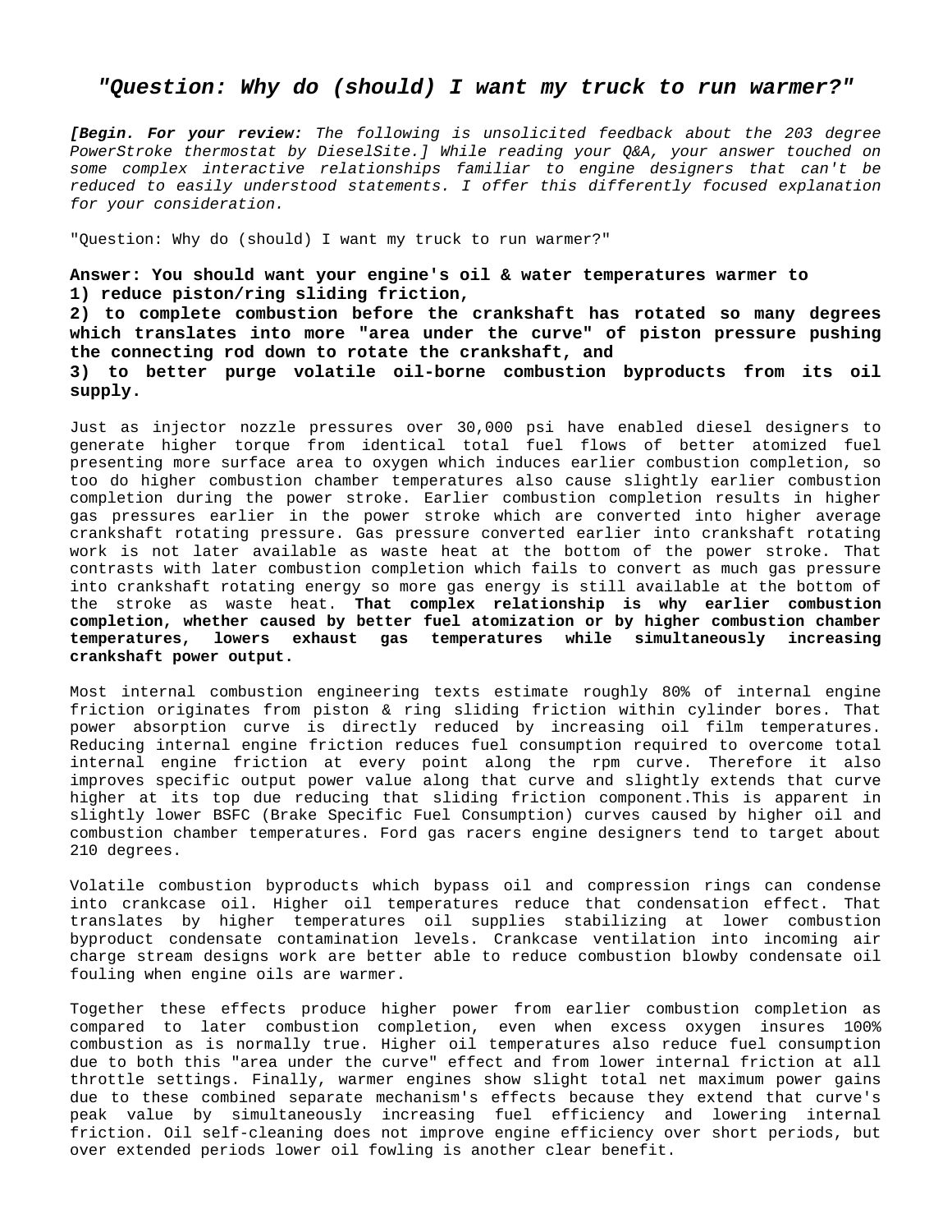# *"Question: Why do (should) I want my truck to run warmer?"*

***[Begin. For your review:*** *The following is unsolicited feedback about the 203 degree PowerStroke thermostat by DieselSite.] While reading your Q&A, your answer touched on some complex interactive relationships familiar to engine designers that can't be reduced to easily understood statements. I offer this differently focused explanation for your consideration.*

"Question: Why do (should) I want my truck to run warmer?"

**Answer: You should want your engine's oil & water temperatures warmer to**
**1) reduce piston/ring sliding friction,**
**2) to complete combustion before the crankshaft has rotated so many degrees which translates into more "area under the curve" of piston pressure pushing the connecting rod down to rotate the crankshaft, and**
**3) to better purge volatile oil-borne combustion byproducts from its oil supply.**

Just as injector nozzle pressures over 30,000 psi have enabled diesel designers to generate higher torque from identical total fuel flows of better atomized fuel presenting more surface area to oxygen which induces earlier combustion completion, so too do higher combustion chamber temperatures also cause slightly earlier combustion completion during the power stroke. Earlier combustion completion results in higher gas pressures earlier in the power stroke which are converted into higher average crankshaft rotating pressure. Gas pressure converted earlier into crankshaft rotating work is not later available as waste heat at the bottom of the power stroke. That contrasts with later combustion completion which fails to convert as much gas pressure into crankshaft rotating energy so more gas energy is still available at the bottom of the stroke as waste heat. **That complex relationship is why earlier combustion completion, whether caused by better fuel atomization or by higher combustion chamber temperatures, lowers exhaust gas temperatures while simultaneously increasing crankshaft power output.**

Most internal combustion engineering texts estimate roughly 80% of internal engine friction originates from piston & ring sliding friction within cylinder bores. That power absorption curve is directly reduced by increasing oil film temperatures. Reducing internal engine friction reduces fuel consumption required to overcome total internal engine friction at every point along the rpm curve. Therefore it also improves specific output power value along that curve and slightly extends that curve higher at its top due reducing that sliding friction component.This is apparent in slightly lower BSFC (Brake Specific Fuel Consumption) curves caused by higher oil and combustion chamber temperatures. Ford gas racers engine designers tend to target about 210 degrees.

Volatile combustion byproducts which bypass oil and compression rings can condense into crankcase oil. Higher oil temperatures reduce that condensation effect. That translates by higher temperatures oil supplies stabilizing at lower combustion byproduct condensate contamination levels. Crankcase ventilation into incoming air charge stream designs work are better able to reduce combustion blowby condensate oil fouling when engine oils are warmer.

Together these effects produce higher power from earlier combustion completion as compared to later combustion completion, even when excess oxygen insures 100% combustion as is normally true. Higher oil temperatures also reduce fuel consumption due to both this "area under the curve" effect and from lower internal friction at all throttle settings. Finally, warmer engines show slight total net maximum power gains due to these combined separate mechanism's effects because they extend that curve's peak value by simultaneously increasing fuel efficiency and lowering internal friction. Oil self-cleaning does not improve engine efficiency over short periods, but over extended periods lower oil fowling is another clear benefit.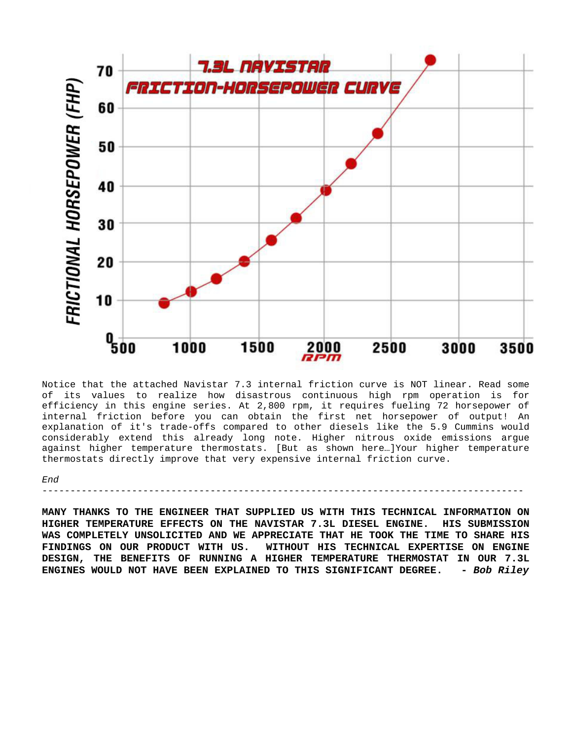7.3L NAVISTAR
FRICTION-HORSEPOWER CURVE

FRICTIONAL HORSEPOWER (FHP)

70
60
50
40
30
20
10
0

500 1000 1500 2000 2500 3000 3500
RPM

Notice that the attached Navistar 7.3 internal friction curve is NOT linear. Read some of its values to realize how disastrous continuous high rpm operation is for efficiency in this engine series. At 2,800 rpm, it requires fueling 72 horsepower of internal friction before you can obtain the first net horsepower of output! An explanation of it's trade-offs compared to other diesels like the 5.9 Cummins would considerably extend this already long note. Higher nitrous oxide emissions argue against higher temperature thermostats. [But as shown here…]Your higher temperature thermostats directly improve that very expensive internal friction curve.

*End*

---

**MANY THANKS TO THE ENGINEER THAT SUPPLIED US WITH THIS TECHNICAL INFORMATION ON HIGHER TEMPERATURE EFFECTS ON THE NAVISTAR 7.3L DIESEL ENGINE. HIS SUBMISSION WAS COMPLETELY UNSOLICITED AND WE APPRECIATE THAT HE TOOK THE TIME TO SHARE HIS FINDINGS ON OUR PRODUCT WITH US. WITHOUT HIS TECHNICAL EXPERTISE ON ENGINE DESIGN, THE BENEFITS OF RUNNING A HIGHER TEMPERATURE THERMOSTAT IN OUR 7.3L ENGINES WOULD NOT HAVE BEEN EXPLAINED TO THIS SIGNIFICANT DEGREE. - *Bob Riley***